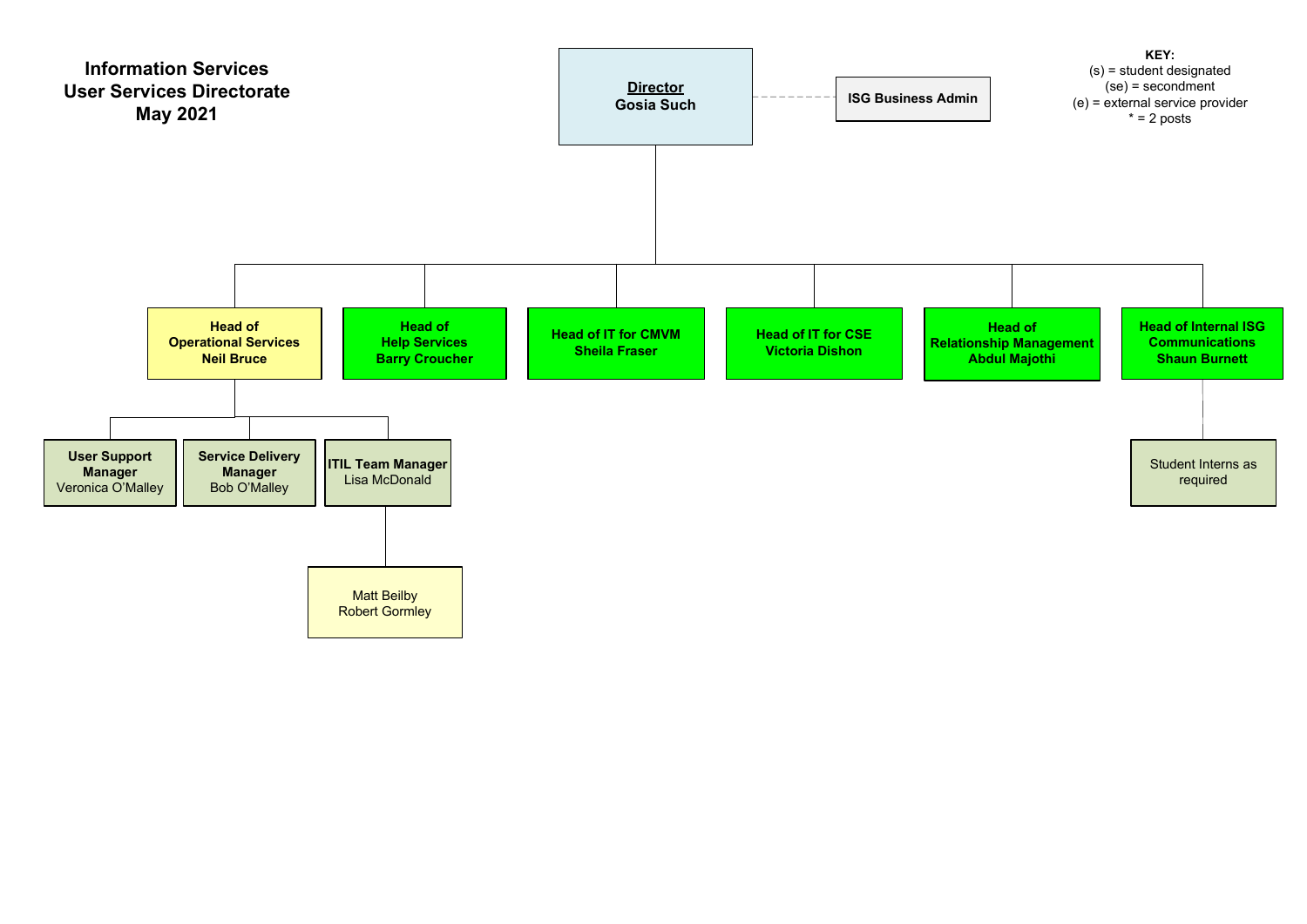# Information Services User Services Directorate May 2021

**KEY:**
(s) = student designated
(se) = secondment
(e) = external service provider
* = 2 posts

- **Director** — Gosia Such
  - ISG Business Admin (dashed link to Director)
  - **Head of Operational Services** — Neil Bruce
    - **User Support Manager** — Veronica O'Malley
    - **Service Delivery Manager** — Bob O'Malley
    - **ITIL Team Manager** — Lisa McDonald
      - Matt Beilby
      - Robert Gormley
  - **Head of Help Services** — Barry Croucher
  - **Head of IT for CMVM** — Sheila Fraser
  - **Head of IT for CSE** — Victoria Dishon
  - **Head of Relationship Management** — Abdul Majothi
  - **Head of Internal ISG Communications** — Shaun Burnett
    - Student Interns as required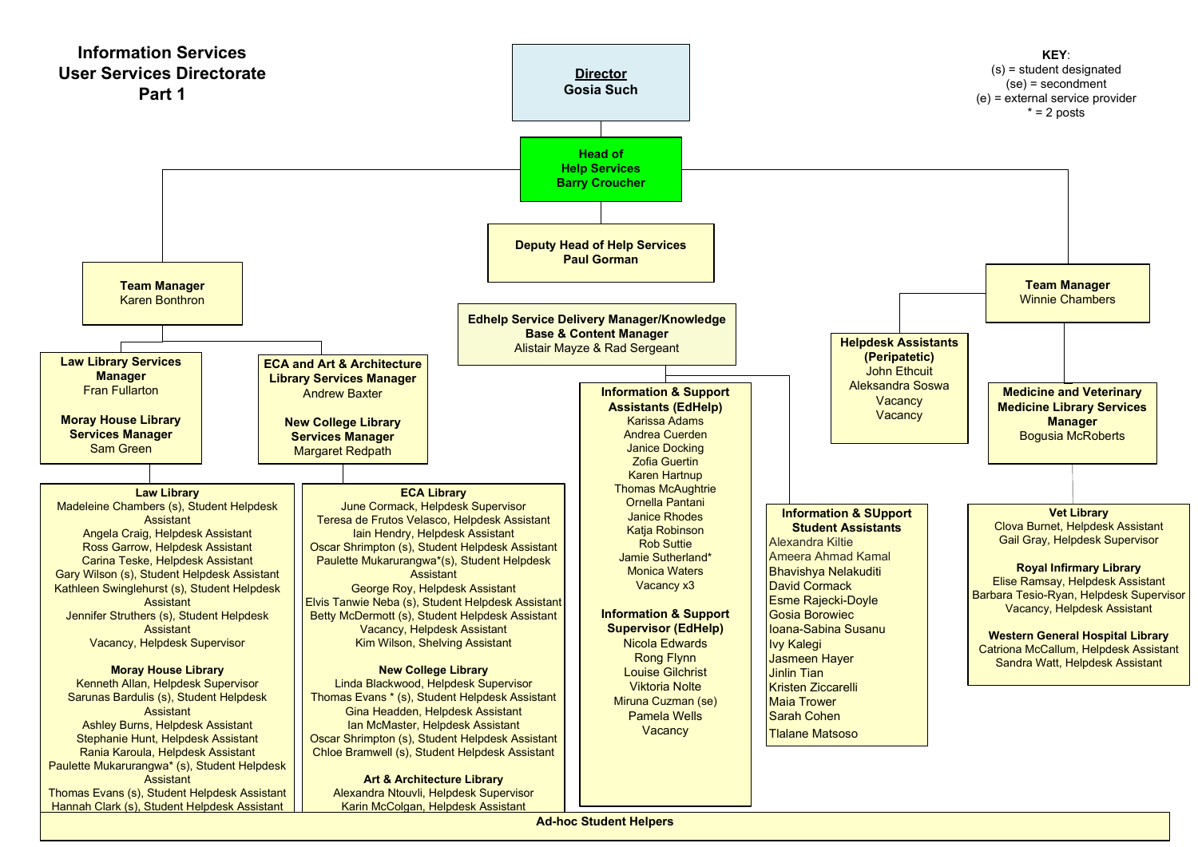# Information Services
## User Services Directorate
## Part 1

**KEY:**
(s) = student designated
(se) = secondment
(e) = external service provider
* = 2 posts

**Director**
Gosia Such

**Head of Help Services**
Barry Croucher

**Deputy Head of Help Services**
Paul Gorman

**Team Manager**
Karen Bonthron

**Law Library Services Manager**
Fran Fullarton

**Moray House Library Services Manager**
Sam Green

**ECA and Art & Architecture Library Services Manager**
Andrew Baxter

**New College Library Services Manager**
Margaret Redpath

**Law Library**
- Madeleine Chambers (s), Student Helpdesk Assistant
- Angela Craig, Helpdesk Assistant
- Ross Garrow, Helpdesk Assistant
- Carina Teske, Helpdesk Assistant
- Gary Wilson (s), Student Helpdesk Assistant
- Kathleen Swinglehurst (s), Student Helpdesk Assistant
- Jennifer Struthers (s), Student Helpdesk Assistant
- Vacancy, Helpdesk Supervisor

**Moray House Library**
- Kenneth Allan, Helpdesk Supervisor
- Sarunas Bardulis (s), Student Helpdesk Assistant
- Ashley Burns, Helpdesk Assistant
- Stephanie Hunt, Helpdesk Assistant
- Rania Karoula, Helpdesk Assistant
- Paulette Mukarurangwa* (s), Student Helpdesk Assistant
- Thomas Evans (s), Student Helpdesk Assistant
- Hannah Clark (s), Student Helpdesk Assistant

**ECA Library**
- June Cormack, Helpdesk Supervisor
- Teresa de Frutos Velasco, Helpdesk Assistant
- Iain Hendry, Helpdesk Assistant
- Oscar Shrimpton (s), Student Helpdesk Assistant
- Paulette Mukarurangwa*(s), Student Helpdesk Assistant
- George Roy, Helpdesk Assistant
- Elvis Tanwie Neba (s), Student Helpdesk Assistant
- Betty McDermott (s), Student Helpdesk Assistant
- Vacancy, Helpdesk Assistant
- Kim Wilson, Shelving Assistant

**New College Library**
- Linda Blackwood, Helpdesk Supervisor
- Thomas Evans * (s), Student Helpdesk Assistant
- Gina Headden, Helpdesk Assistant
- Ian McMaster, Helpdesk Assistant
- Oscar Shrimpton (s), Student Helpdesk Assistant
- Chloe Bramwell (s), Student Helpdesk Assistant

**Art & Architecture Library**
- Alexandra Ntouvli, Helpdesk Supervisor
- Karin McColgan, Helpdesk Assistant

**Edhelp Service Delivery Manager/Knowledge Base & Content Manager**
Alistair Mayze & Rad Sergeant

**Information & Support Assistants (EdHelp)**
- Karissa Adams
- Andrea Cuerden
- Janice Docking
- Zofia Guertin
- Karen Hartnup
- Thomas McAughtrie
- Ornella Pantani
- Janice Rhodes
- Katja Robinson
- Rob Suttie
- Jamie Sutherland*
- Monica Waters
- Vacancy x3

**Information & Support Supervisor (EdHelp)**
- Nicola Edwards
- Rong Flynn
- Louise Gilchrist
- Viktoria Nolte
- Miruna Cuzman (se)
- Pamela Wells
- Vacancy

**Information & SUpport Student Assistants**
- Alexandra Kiltie
- Ameera Ahmad Kamal
- Bhavishya Nelakuditi
- David Cormack
- Esme Rajecki-Doyle
- Gosia Borowiec
- Ioana-Sabina Susanu
- Ivy Kalegi
- Jasmeen Hayer
- Jinlin Tian
- Kristen Ziccarelli
- Maia Trower
- Sarah Cohen
- Tlalane Matsoso

**Team Manager**
Winnie Chambers

**Helpdesk Assistants (Peripatetic)**
- John Ethcuit
- Aleksandra Soswa
- Vacancy
- Vacancy

**Medicine and Veterinary Medicine Library Services Manager**
Bogusia McRoberts

**Vet Library**
- Clova Burnet, Helpdesk Assistant
- Gail Gray, Helpdesk Supervisor

**Royal Infirmary Library**
- Elise Ramsay, Helpdesk Assistant
- Barbara Tesio-Ryan, Helpdesk Supervisor
- Vacancy, Helpdesk Assistant

**Western General Hospital Library**
- Catriona McCallum, Helpdesk Assistant
- Sandra Watt, Helpdesk Assistant

**Ad-hoc Student Helpers**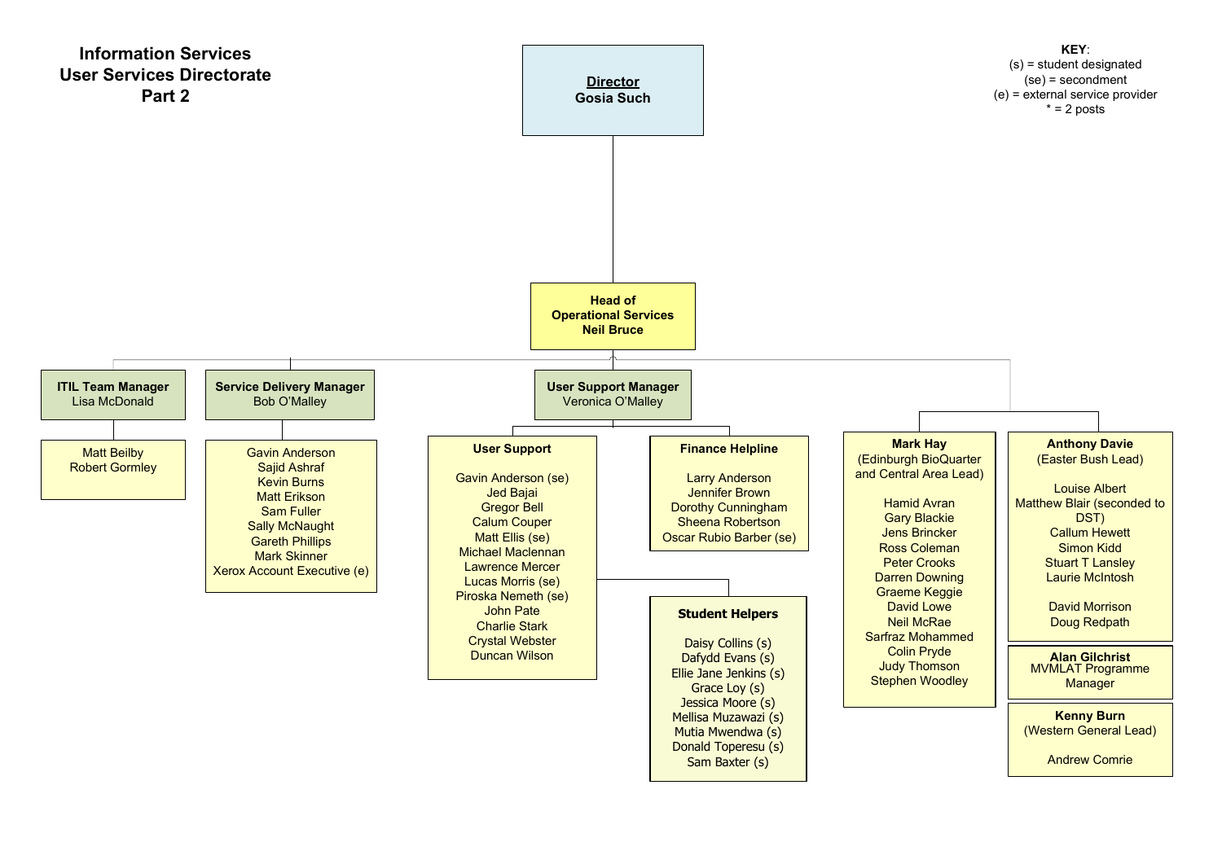# Information Services
# User Services Directorate
# Part 2

**KEY:**
(s) = student designated
(se) = secondment
(e) = external service provider
* = 2 posts

## Director
Gosia Such

## Head of Operational Services
**Neil Bruce**

### ITIL Team Manager
Lisa McDonald

- Matt Beilby
- Robert Gormley

### Service Delivery Manager
Bob O'Malley

- Gavin Anderson
- Sajid Ashraf
- Kevin Burns
- Matt Erikson
- Sam Fuller
- Sally McNaught
- Gareth Phillips
- Mark Skinner
- Xerox Account Executive (e)

### User Support Manager
Veronica O'Malley

#### User Support

- Gavin Anderson (se)
- Jed Bajai
- Gregor Bell
- Calum Couper
- Matt Ellis (se)
- Michael Maclennan
- Lawrence Mercer
- Lucas Morris (se)
- Piroska Nemeth (se)
- John Pate
- Charlie Stark
- Crystal Webster
- Duncan Wilson

##### Student Helpers

- Daisy Collins (s)
- Dafydd Evans (s)
- Ellie Jane Jenkins (s)
- Grace Loy (s)
- Jessica Moore (s)
- Mellisa Muzawazi (s)
- Mutia Mwendwa (s)
- Donald Toperesu (s)
- Sam Baxter (s)

#### Finance Helpline

- Larry Anderson
- Jennifer Brown
- Dorothy Cunningham
- Sheena Robertson
- Oscar Rubio Barber (se)

### Mark Hay
(Edinburgh BioQuarter and Central Area Lead)

- Hamid Avran
- Gary Blackie
- Jens Brincker
- Ross Coleman
- Peter Crooks
- Darren Downing
- Graeme Keggie
- David Lowe
- Neil McRae
- Sarfraz Mohammed
- Colin Pryde
- Judy Thomson
- Stephen Woodley

### Anthony Davie
(Easter Bush Lead)

- Louise Albert
- Matthew Blair (seconded to DST)
- Callum Hewett
- Simon Kidd
- Stuart T Lansley
- Laurie McIntosh

- David Morrison
- Doug Redpath

### Alan Gilchrist
MVMLAT Programme Manager

### Kenny Burn
(Western General Lead)

- Andrew Comrie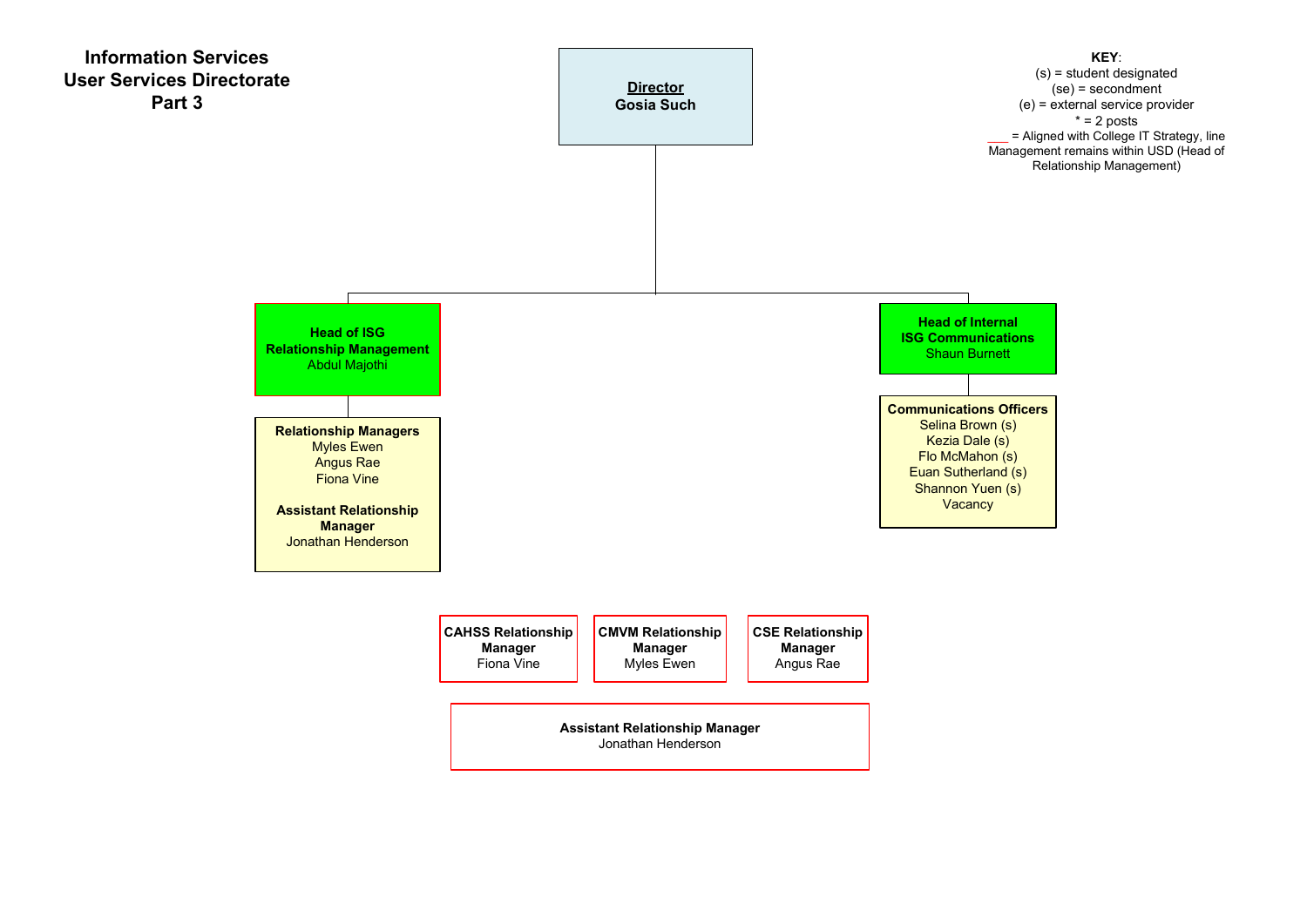# Information Services
# User Services Directorate
# Part 3

**KEY**:
(s) = student designated
(se) = secondment
(e) = external service provider
* = 2 posts
___ = Aligned with College IT Strategy, line Management remains within USD (Head of Relationship Management)

**Director**
**Gosia Such**

**Head of ISG Relationship Management**
Abdul Majothi

**Relationship Managers**
Myles Ewen
Angus Rae
Fiona Vine

**Assistant Relationship Manager**
Jonathan Henderson

**Head of Internal ISG Communications**
Shaun Burnett

**Communications Officers**
Selina Brown (s)
Kezia Dale (s)
Flo McMahon (s)
Euan Sutherland (s)
Shannon Yuen (s)
Vacancy

**CAHSS Relationship Manager**
Fiona Vine

**CMVM Relationship Manager**
Myles Ewen

**CSE Relationship Manager**
Angus Rae

**Assistant Relationship Manager**
Jonathan Henderson